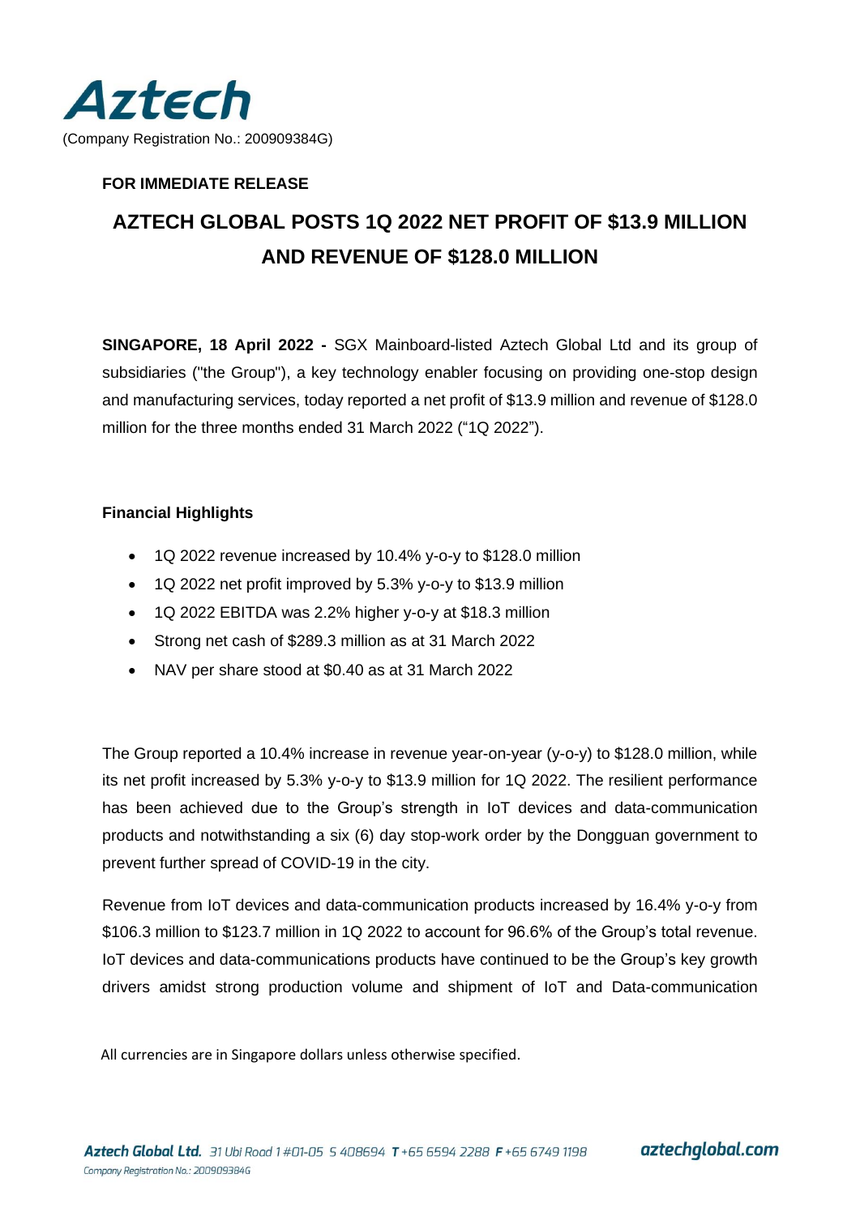Aztech

(Company Registration No.: 200909384G)

**FOR IMMEDIATE RELEASE**

# AZTECH GLOBAL POSTS 1Q 2022 NET PROFIT OF $13.9 MILLION AND REVENUE OF $128.0 MILLION

**SINGAPORE, 18 April 2022 -** SGX Mainboard-listed Aztech Global Ltd and its group of subsidiaries ("the Group"), a key technology enabler focusing on providing one-stop design and manufacturing services, today reported a net profit of $13.9 million and revenue of $128.0 million for the three months ended 31 March 2022 ("1Q 2022").

**Financial Highlights**

- 1Q 2022 revenue increased by 10.4% y-o-y to $128.0 million
- 1Q 2022 net profit improved by 5.3% y-o-y to $13.9 million
- 1Q 2022 EBITDA was 2.2% higher y-o-y at $18.3 million
- Strong net cash of $289.3 million as at 31 March 2022
- NAV per share stood at $0.40 as at 31 March 2022

The Group reported a 10.4% increase in revenue year-on-year (y-o-y) to $128.0 million, while its net profit increased by 5.3% y-o-y to $13.9 million for 1Q 2022. The resilient performance has been achieved due to the Group's strength in IoT devices and data-communication products and notwithstanding a six (6) day stop-work order by the Dongguan government to prevent further spread of COVID-19 in the city.

Revenue from IoT devices and data-communication products increased by 16.4% y-o-y from $106.3 million to $123.7 million in 1Q 2022 to account for 96.6% of the Group's total revenue. IoT devices and data-communications products have continued to be the Group's key growth drivers amidst strong production volume and shipment of IoT and Data-communication

All currencies are in Singapore dollars unless otherwise specified.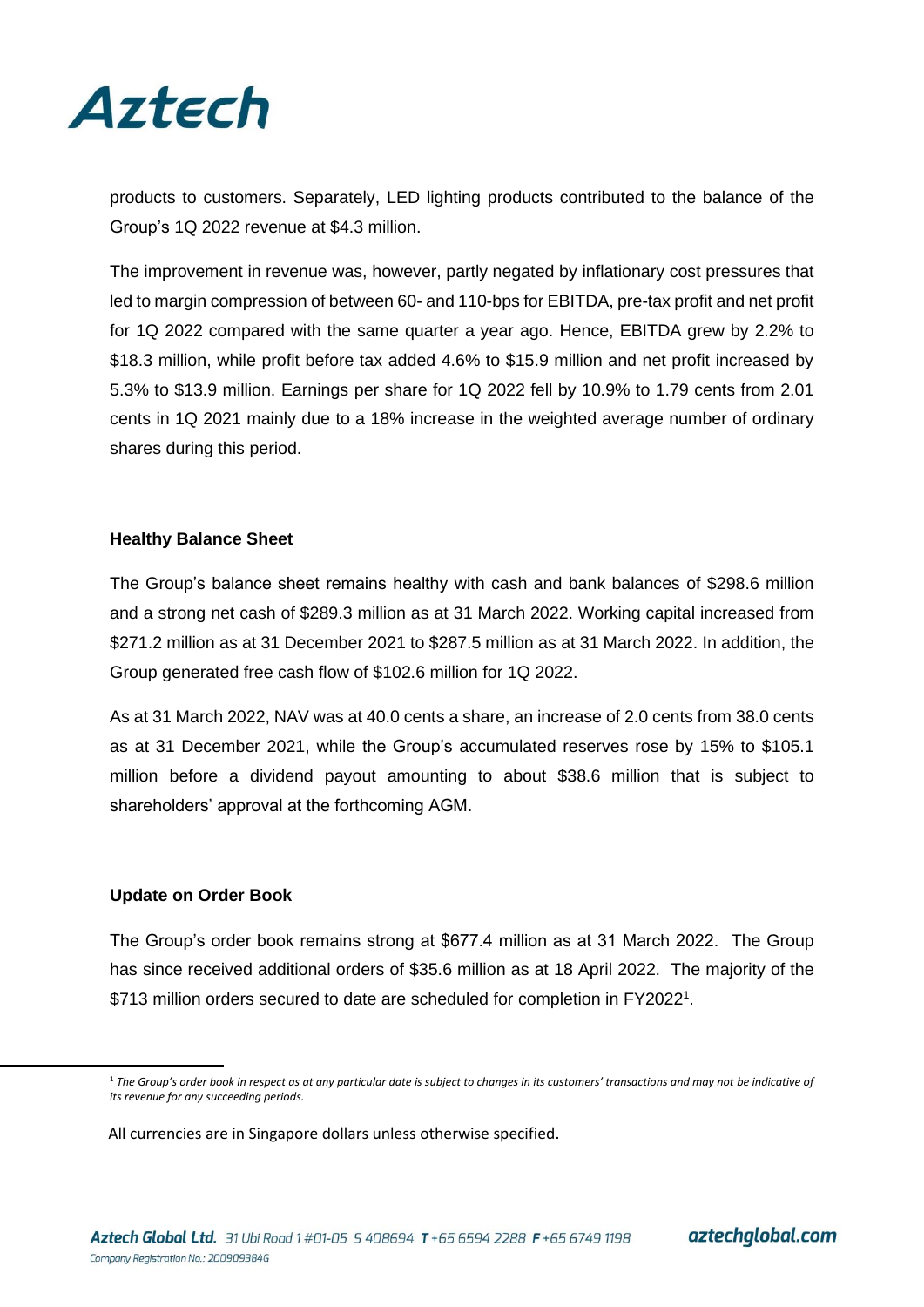products to customers. Separately, LED lighting products contributed to the balance of the Group's 1Q 2022 revenue at $4.3 million.

The improvement in revenue was, however, partly negated by inflationary cost pressures that led to margin compression of between 60- and 110-bps for EBITDA, pre-tax profit and net profit for 1Q 2022 compared with the same quarter a year ago. Hence, EBITDA grew by 2.2% to $18.3 million, while profit before tax added 4.6% to $15.9 million and net profit increased by 5.3% to $13.9 million. Earnings per share for 1Q 2022 fell by 10.9% to 1.79 cents from 2.01 cents in 1Q 2021 mainly due to a 18% increase in the weighted average number of ordinary shares during this period.

**Healthy Balance Sheet**

The Group's balance sheet remains healthy with cash and bank balances of $298.6 million and a strong net cash of $289.3 million as at 31 March 2022. Working capital increased from $271.2 million as at 31 December 2021 to $287.5 million as at 31 March 2022. In addition, the Group generated free cash flow of $102.6 million for 1Q 2022.

As at 31 March 2022, NAV was at 40.0 cents a share, an increase of 2.0 cents from 38.0 cents as at 31 December 2021, while the Group's accumulated reserves rose by 15% to $105.1 million before a dividend payout amounting to about $38.6 million that is subject to shareholders' approval at the forthcoming AGM.

**Update on Order Book**

The Group's order book remains strong at $677.4 million as at 31 March 2022. The Group has since received additional orders of $35.6 million as at 18 April 2022. The majority of the $713 million orders secured to date are scheduled for completion in FY2022[1].

[1] *The Group's order book in respect as at any particular date is subject to changes in its customers' transactions and may not be indicative of its revenue for any succeeding periods.*

All currencies are in Singapore dollars unless otherwise specified.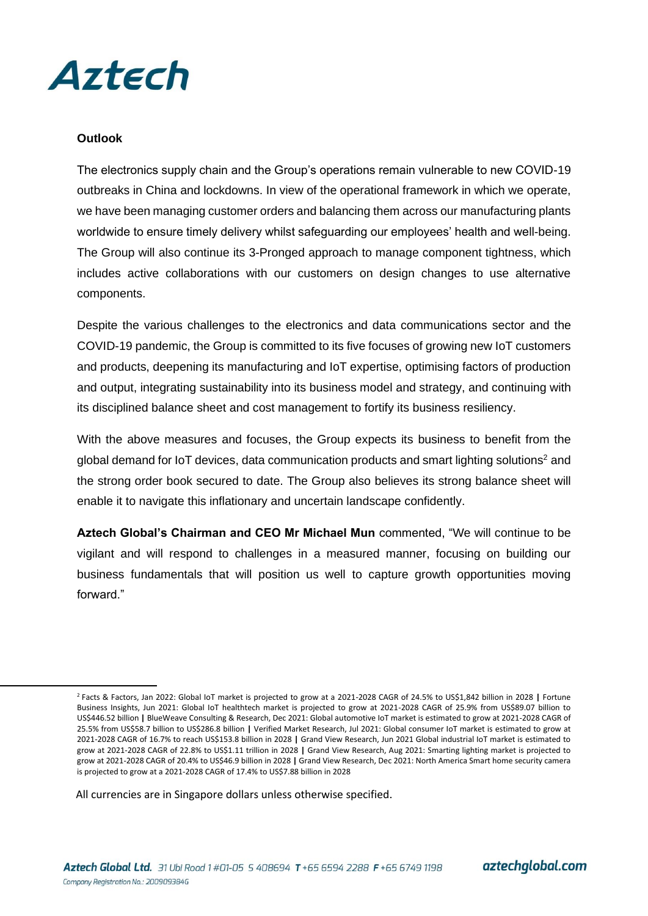## Outlook

The electronics supply chain and the Group's operations remain vulnerable to new COVID-19 outbreaks in China and lockdowns. In view of the operational framework in which we operate, we have been managing customer orders and balancing them across our manufacturing plants worldwide to ensure timely delivery whilst safeguarding our employees' health and well-being. The Group will also continue its 3-Pronged approach to manage component tightness, which includes active collaborations with our customers on design changes to use alternative components.

Despite the various challenges to the electronics and data communications sector and the COVID-19 pandemic, the Group is committed to its five focuses of growing new IoT customers and products, deepening its manufacturing and IoT expertise, optimising factors of production and output, integrating sustainability into its business model and strategy, and continuing with its disciplined balance sheet and cost management to fortify its business resiliency.

With the above measures and focuses, the Group expects its business to benefit from the global demand for IoT devices, data communication products and smart lighting solutions[2] and the strong order book secured to date. The Group also believes its strong balance sheet will enable it to navigate this inflationary and uncertain landscape confidently.

**Aztech Global's Chairman and CEO Mr Michael Mun** commented, "We will continue to be vigilant and will respond to challenges in a measured manner, focusing on building our business fundamentals that will position us well to capture growth opportunities moving forward."

---

[2] Facts & Factors, Jan 2022: Global IoT market is projected to grow at a 2021-2028 CAGR of 24.5% to US$1,842 billion in 2028 | Fortune Business Insights, Jun 2021: Global IoT healthtech market is projected to grow at 2021-2028 CAGR of 25.9% from US$89.07 billion to US$446.52 billion | BlueWeave Consulting & Research, Dec 2021: Global automotive IoT market is estimated to grow at 2021-2028 CAGR of 25.5% from US$58.7 billion to US$286.8 billion | Verified Market Research, Jul 2021: Global consumer IoT market is estimated to grow at 2021-2028 CAGR of 16.7% to reach US$153.8 billion in 2028 | Grand View Research, Jun 2021 Global industrial IoT market is estimated to grow at 2021-2028 CAGR of 22.8% to US$1.11 trillion in 2028 | Grand View Research, Aug 2021: Smarting lighting market is projected to grow at 2021-2028 CAGR of 20.4% to US$46.9 billion in 2028 | Grand View Research, Dec 2021: North America Smart home security camera is projected to grow at a 2021-2028 CAGR of 17.4% to US$7.88 billion in 2028

All currencies are in Singapore dollars unless otherwise specified.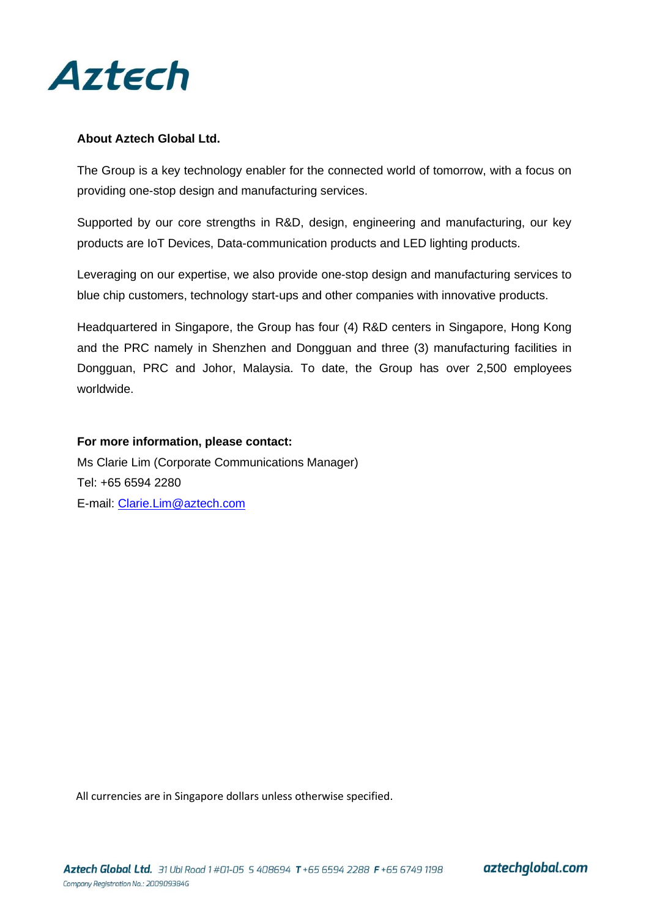**About Aztech Global Ltd.**

The Group is a key technology enabler for the connected world of tomorrow, with a focus on providing one-stop design and manufacturing services.

Supported by our core strengths in R&D, design, engineering and manufacturing, our key products are IoT Devices, Data-communication products and LED lighting products.

Leveraging on our expertise, we also provide one-stop design and manufacturing services to blue chip customers, technology start-ups and other companies with innovative products.

Headquartered in Singapore, the Group has four (4) R&D centers in Singapore, Hong Kong and the PRC namely in Shenzhen and Dongguan and three (3) manufacturing facilities in Dongguan, PRC and Johor, Malaysia. To date, the Group has over 2,500 employees worldwide.

**For more information, please contact:**
Ms Clarie Lim (Corporate Communications Manager)
Tel: +65 6594 2280
E-mail: Clarie.Lim@aztech.com

All currencies are in Singapore dollars unless otherwise specified.